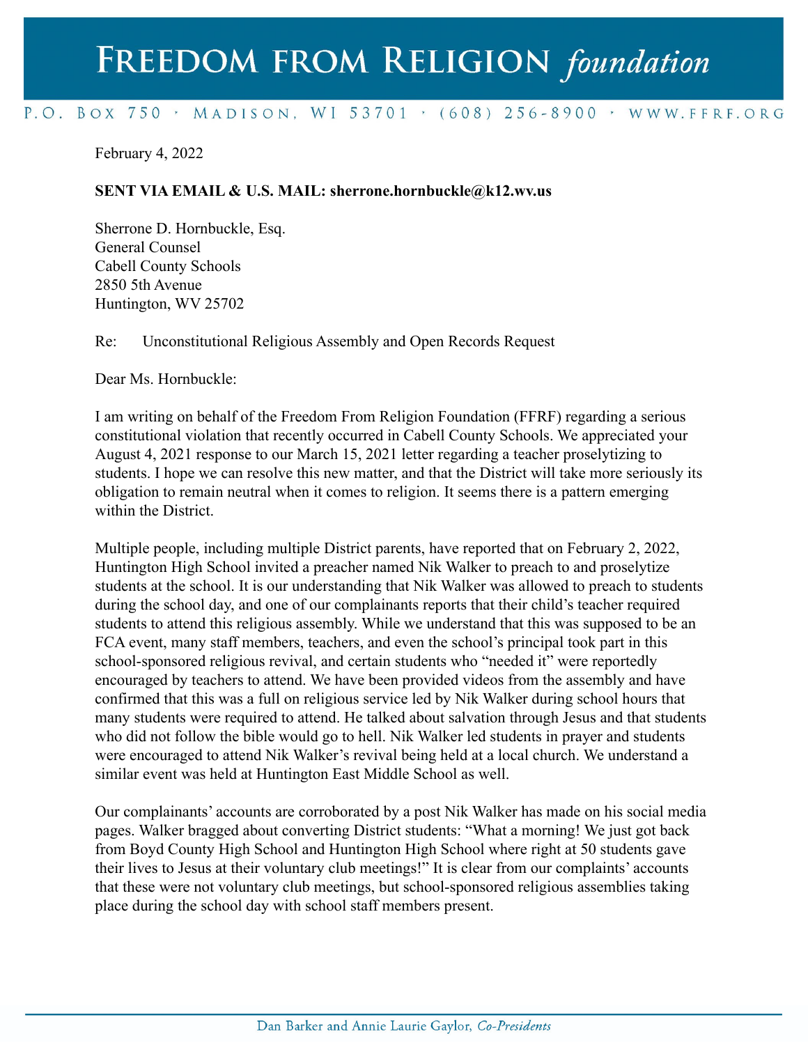# Freedom from Religion *foundation*

P.O. Box 750 · Madison, WI 53701 · (608) 256-8900 · www.ffrf.org

February 4, 2022

**SENT VIA EMAIL & U.S. MAIL: sherrone.hornbuckle@k12.wv.us**

Sherrone D. Hornbuckle, Esq.
General Counsel
Cabell County Schools
2850 5th Avenue
Huntington, WV 25702

Re: Unconstitutional Religious Assembly and Open Records Request

Dear Ms. Hornbuckle:

I am writing on behalf of the Freedom From Religion Foundation (FFRF) regarding a serious constitutional violation that recently occurred in Cabell County Schools. We appreciated your August 4, 2021 response to our March 15, 2021 letter regarding a teacher proselytizing to students. I hope we can resolve this new matter, and that the District will take more seriously its obligation to remain neutral when it comes to religion. It seems there is a pattern emerging within the District.

Multiple people, including multiple District parents, have reported that on February 2, 2022, Huntington High School invited a preacher named Nik Walker to preach to and proselytize students at the school. It is our understanding that Nik Walker was allowed to preach to students during the school day, and one of our complainants reports that their child's teacher required students to attend this religious assembly. While we understand that this was supposed to be an FCA event, many staff members, teachers, and even the school's principal took part in this school-sponsored religious revival, and certain students who "needed it" were reportedly encouraged by teachers to attend. We have been provided videos from the assembly and have confirmed that this was a full on religious service led by Nik Walker during school hours that many students were required to attend. He talked about salvation through Jesus and that students who did not follow the bible would go to hell. Nik Walker led students in prayer and students were encouraged to attend Nik Walker's revival being held at a local church. We understand a similar event was held at Huntington East Middle School as well.

Our complainants' accounts are corroborated by a post Nik Walker has made on his social media pages. Walker bragged about converting District students: "What a morning! We just got back from Boyd County High School and Huntington High School where right at 50 students gave their lives to Jesus at their voluntary club meetings!" It is clear from our complaints' accounts that these were not voluntary club meetings, but school-sponsored religious assemblies taking place during the school day with school staff members present.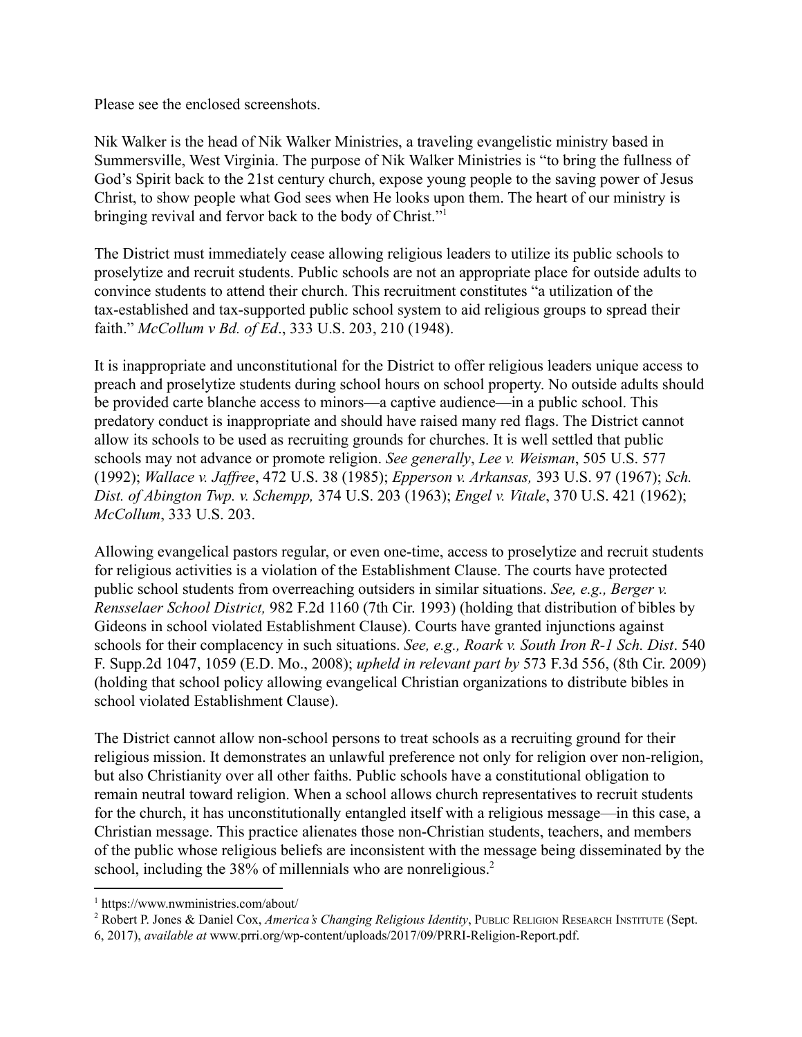Please see the enclosed screenshots.

Nik Walker is the head of Nik Walker Ministries, a traveling evangelistic ministry based in Summersville, West Virginia. The purpose of Nik Walker Ministries is "to bring the fullness of God's Spirit back to the 21st century church, expose young people to the saving power of Jesus Christ, to show people what God sees when He looks upon them. The heart of our ministry is bringing revival and fervor back to the body of Christ."[1]

The District must immediately cease allowing religious leaders to utilize its public schools to proselytize and recruit students. Public schools are not an appropriate place for outside adults to convince students to attend their church. This recruitment constitutes "a utilization of the tax-established and tax-supported public school system to aid religious groups to spread their faith." *McCollum v Bd. of Ed*., 333 U.S. 203, 210 (1948).

It is inappropriate and unconstitutional for the District to offer religious leaders unique access to preach and proselytize students during school hours on school property. No outside adults should be provided carte blanche access to minors—a captive audience—in a public school. This predatory conduct is inappropriate and should have raised many red flags. The District cannot allow its schools to be used as recruiting grounds for churches. It is well settled that public schools may not advance or promote religion. *See generally*, *Lee v. Weisman*, 505 U.S. 577 (1992); *Wallace v. Jaffree*, 472 U.S. 38 (1985); *Epperson v. Arkansas,* 393 U.S. 97 (1967); *Sch. Dist. of Abington Twp. v. Schempp,* 374 U.S. 203 (1963); *Engel v. Vitale*, 370 U.S. 421 (1962); *McCollum*, 333 U.S. 203.

Allowing evangelical pastors regular, or even one-time, access to proselytize and recruit students for religious activities is a violation of the Establishment Clause. The courts have protected public school students from overreaching outsiders in similar situations. *See, e.g., Berger v. Rensselaer School District,* 982 F.2d 1160 (7th Cir. 1993) (holding that distribution of bibles by Gideons in school violated Establishment Clause). Courts have granted injunctions against schools for their complacency in such situations. *See, e.g., Roark v. South Iron R-1 Sch. Dist*. 540 F. Supp.2d 1047, 1059 (E.D. Mo., 2008); *upheld in relevant part by* 573 F.3d 556, (8th Cir. 2009) (holding that school policy allowing evangelical Christian organizations to distribute bibles in school violated Establishment Clause).

The District cannot allow non-school persons to treat schools as a recruiting ground for their religious mission. It demonstrates an unlawful preference not only for religion over non-religion, but also Christianity over all other faiths. Public schools have a constitutional obligation to remain neutral toward religion. When a school allows church representatives to recruit students for the church, it has unconstitutionally entangled itself with a religious message—in this case, a Christian message. This practice alienates those non-Christian students, teachers, and members of the public whose religious beliefs are inconsistent with the message being disseminated by the school, including the 38% of millennials who are nonreligious.[2]

---

[1] https://www.nwministries.com/about/

[2] Robert P. Jones & Daniel Cox, *America's Changing Religious Identity*, Public Religion Research Institute (Sept. 6, 2017), *available at* www.prri.org/wp-content/uploads/2017/09/PRRI-Religion-Report.pdf.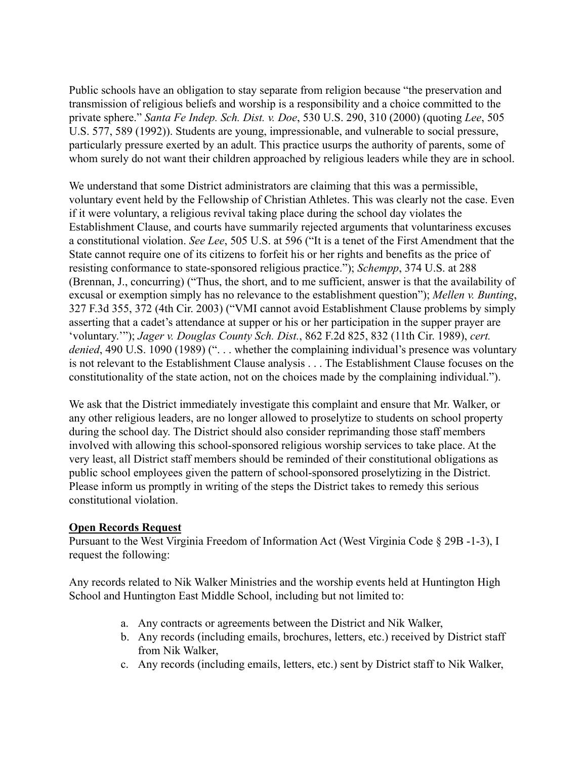Public schools have an obligation to stay separate from religion because "the preservation and transmission of religious beliefs and worship is a responsibility and a choice committed to the private sphere." *Santa Fe Indep. Sch. Dist. v. Doe*, 530 U.S. 290, 310 (2000) (quoting *Lee*, 505 U.S. 577, 589 (1992)). Students are young, impressionable, and vulnerable to social pressure, particularly pressure exerted by an adult. This practice usurps the authority of parents, some of whom surely do not want their children approached by religious leaders while they are in school.

We understand that some District administrators are claiming that this was a permissible, voluntary event held by the Fellowship of Christian Athletes. This was clearly not the case. Even if it were voluntary, a religious revival taking place during the school day violates the Establishment Clause, and courts have summarily rejected arguments that voluntariness excuses a constitutional violation. *See Lee*, 505 U.S. at 596 ("It is a tenet of the First Amendment that the State cannot require one of its citizens to forfeit his or her rights and benefits as the price of resisting conformance to state-sponsored religious practice."); *Schempp*, 374 U.S. at 288 (Brennan, J., concurring) ("Thus, the short, and to me sufficient, answer is that the availability of excusal or exemption simply has no relevance to the establishment question"); *Mellen v. Bunting*, 327 F.3d 355, 372 (4th Cir. 2003) ("VMI cannot avoid Establishment Clause problems by simply asserting that a cadet's attendance at supper or his or her participation in the supper prayer are 'voluntary.'"); *Jager v. Douglas County Sch. Dist.*, 862 F.2d 825, 832 (11th Cir. 1989), *cert. denied*, 490 U.S. 1090 (1989) (". . . whether the complaining individual's presence was voluntary is not relevant to the Establishment Clause analysis . . . The Establishment Clause focuses on the constitutionality of the state action, not on the choices made by the complaining individual.").

We ask that the District immediately investigate this complaint and ensure that Mr. Walker, or any other religious leaders, are no longer allowed to proselytize to students on school property during the school day. The District should also consider reprimanding those staff members involved with allowing this school-sponsored religious worship services to take place. At the very least, all District staff members should be reminded of their constitutional obligations as public school employees given the pattern of school-sponsored proselytizing in the District. Please inform us promptly in writing of the steps the District takes to remedy this serious constitutional violation.

**Open Records Request**

Pursuant to the West Virginia Freedom of Information Act (West Virginia Code § 29B -1-3), I request the following:

Any records related to Nik Walker Ministries and the worship events held at Huntington High School and Huntington East Middle School, including but not limited to:

a. Any contracts or agreements between the District and Nik Walker,
b. Any records (including emails, brochures, letters, etc.) received by District staff from Nik Walker,
c. Any records (including emails, letters, etc.) sent by District staff to Nik Walker,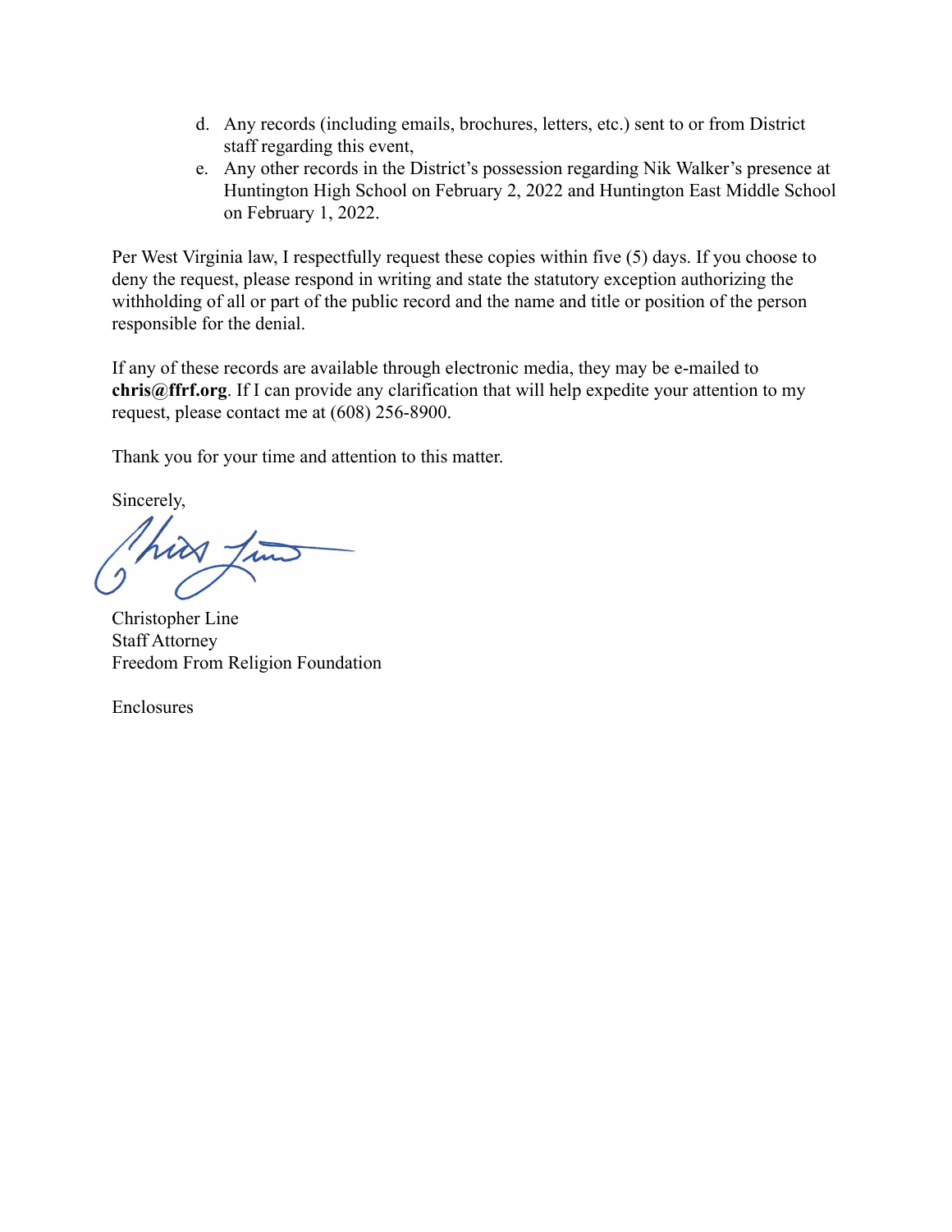d. Any records (including emails, brochures, letters, etc.) sent to or from District staff regarding this event,
e. Any other records in the District's possession regarding Nik Walker's presence at Huntington High School on February 2, 2022 and Huntington East Middle School on February 1, 2022.

Per West Virginia law, I respectfully request these copies within five (5) days. If you choose to deny the request, please respond in writing and state the statutory exception authorizing the withholding of all or part of the public record and the name and title or position of the person responsible for the denial.

If any of these records are available through electronic media, they may be e-mailed to **chris@ffrf.org**. If I can provide any clarification that will help expedite your attention to my request, please contact me at (608) 256-8900.

Thank you for your time and attention to this matter.

Sincerely,

Christopher Line
Staff Attorney
Freedom From Religion Foundation

Enclosures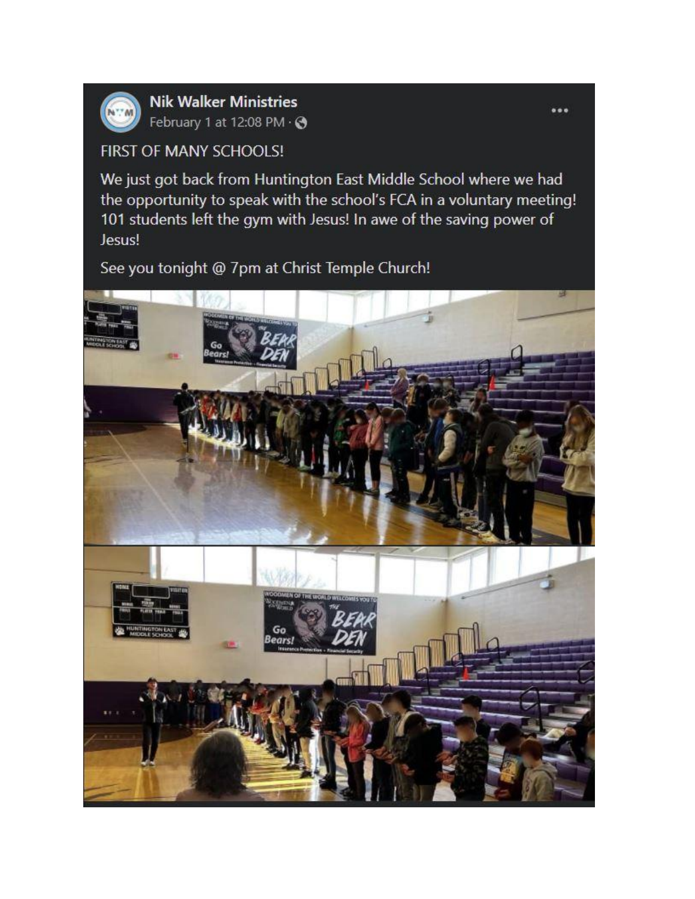**Nik Walker Ministries**
February 1 at 12:08 PM

FIRST OF MANY SCHOOLS!

We just got back from Huntington East Middle School where we had the opportunity to speak with the school's FCA in a voluntary meeting! 101 students left the gym with Jesus! In awe of the saving power of Jesus!

See you tonight @ 7pm at Christ Temple Church!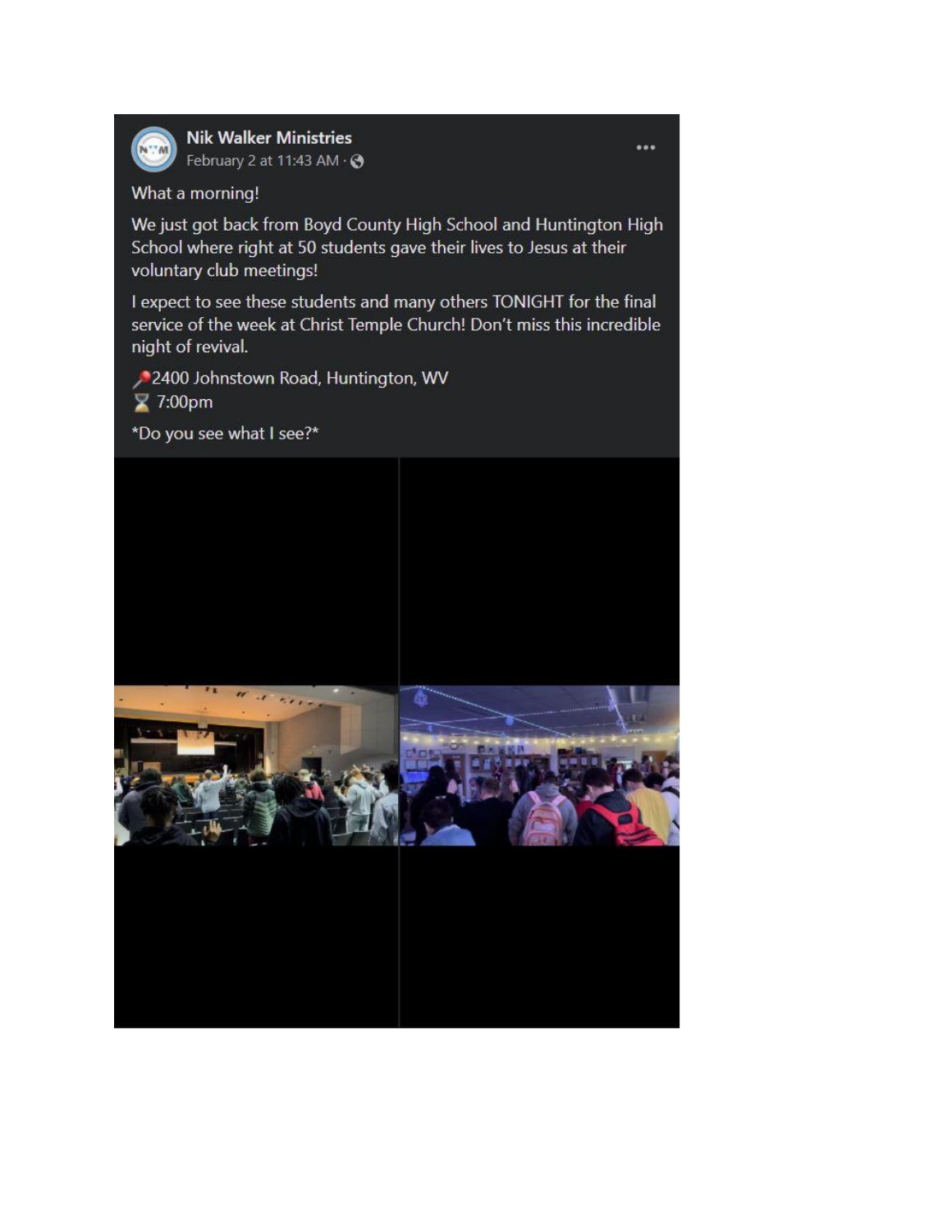Nik Walker Ministries

February 2 at 11:43 AM ·

What a morning!

We just got back from Boyd County High School and Huntington High School where right at 50 students gave their lives to Jesus at their voluntary club meetings!

I expect to see these students and many others TONIGHT for the final service of the week at Christ Temple Church! Don't miss this incredible night of revival.

📍2400 Johnstown Road, Huntington, WV

⌛ 7:00pm

*Do you see what I see?*